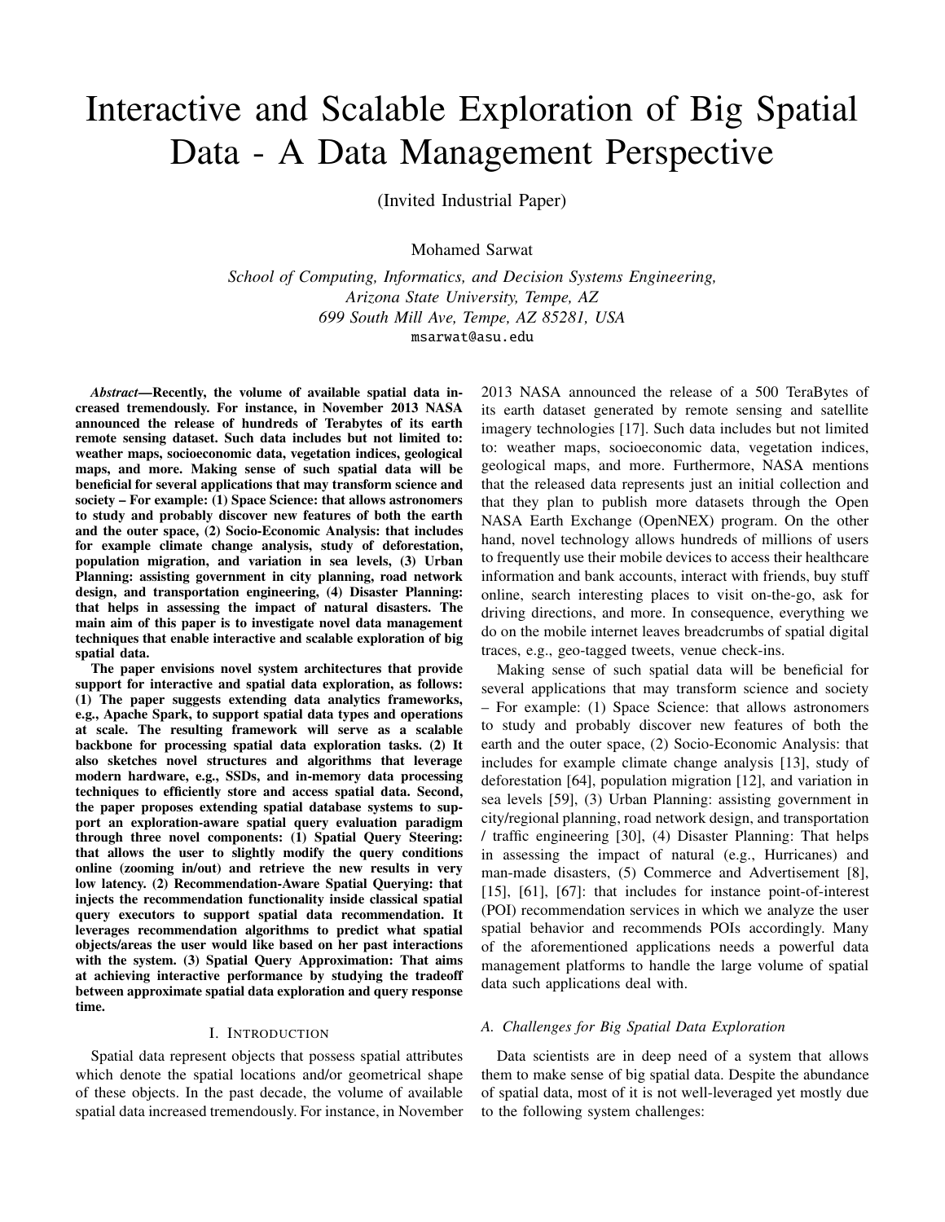# Interactive and Scalable Exploration of Big Spatial Data - A Data Management Perspective

(Invited Industrial Paper)

Mohamed Sarwat

*School of Computing, Informatics, and Decision Systems Engineering,*
*Arizona State University, Tempe, AZ*
*699 South Mill Ave, Tempe, AZ 85281, USA*
msarwat@asu.edu

***Abstract*—Recently, the volume of available spatial data increased tremendously. For instance, in November 2013 NASA announced the release of hundreds of Terabytes of its earth remote sensing dataset. Such data includes but not limited to: weather maps, socioeconomic data, vegetation indices, geological maps, and more. Making sense of such spatial data will be beneficial for several applications that may transform science and society – For example: (1) Space Science: that allows astronomers to study and probably discover new features of both the earth and the outer space, (2) Socio-Economic Analysis: that includes for example climate change analysis, study of deforestation, population migration, and variation in sea levels, (3) Urban Planning: assisting government in city planning, road network design, and transportation engineering, (4) Disaster Planning: that helps in assessing the impact of natural disasters. The main aim of this paper is to investigate novel data management techniques that enable interactive and scalable exploration of big spatial data.**

**The paper envisions novel system architectures that provide support for interactive and spatial data exploration, as follows: (1) The paper suggests extending data analytics frameworks, e.g., Apache Spark, to support spatial data types and operations at scale. The resulting framework will serve as a scalable backbone for processing spatial data exploration tasks. (2) It also sketches novel structures and algorithms that leverage modern hardware, e.g., SSDs, and in-memory data processing techniques to efficiently store and access spatial data. Second, the paper proposes extending spatial database systems to support an exploration-aware spatial query evaluation paradigm through three novel components: (1) Spatial Query Steering: that allows the user to slightly modify the query conditions online (zooming in/out) and retrieve the new results in very low latency. (2) Recommendation-Aware Spatial Querying: that injects the recommendation functionality inside classical spatial query executors to support spatial data recommendation. It leverages recommendation algorithms to predict what spatial objects/areas the user would like based on her past interactions with the system. (3) Spatial Query Approximation: That aims at achieving interactive performance by studying the tradeoff between approximate spatial data exploration and query response time.**

## I. Introduction

Spatial data represent objects that possess spatial attributes which denote the spatial locations and/or geometrical shape of these objects. In the past decade, the volume of available spatial data increased tremendously. For instance, in November 2013 NASA announced the release of a 500 TeraBytes of its earth dataset generated by remote sensing and satellite imagery technologies [17]. Such data includes but not limited to: weather maps, socioeconomic data, vegetation indices, geological maps, and more. Furthermore, NASA mentions that the released data represents just an initial collection and that they plan to publish more datasets through the Open NASA Earth Exchange (OpenNEX) program. On the other hand, novel technology allows hundreds of millions of users to frequently use their mobile devices to access their healthcare information and bank accounts, interact with friends, buy stuff online, search interesting places to visit on-the-go, ask for driving directions, and more. In consequence, everything we do on the mobile internet leaves breadcrumbs of spatial digital traces, e.g., geo-tagged tweets, venue check-ins.

Making sense of such spatial data will be beneficial for several applications that may transform science and society – For example: (1) Space Science: that allows astronomers to study and probably discover new features of both the earth and the outer space, (2) Socio-Economic Analysis: that includes for example climate change analysis [13], study of deforestation [64], population migration [12], and variation in sea levels [59], (3) Urban Planning: assisting government in city/regional planning, road network design, and transportation / traffic engineering [30], (4) Disaster Planning: That helps in assessing the impact of natural (e.g., Hurricanes) and man-made disasters, (5) Commerce and Advertisement [8], [15], [61], [67]: that includes for instance point-of-interest (POI) recommendation services in which we analyze the user spatial behavior and recommends POIs accordingly. Many of the aforementioned applications needs a powerful data management platforms to handle the large volume of spatial data such applications deal with.

### A. Challenges for Big Spatial Data Exploration

Data scientists are in deep need of a system that allows them to make sense of big spatial data. Despite the abundance of spatial data, most of it is not well-leveraged yet mostly due to the following system challenges: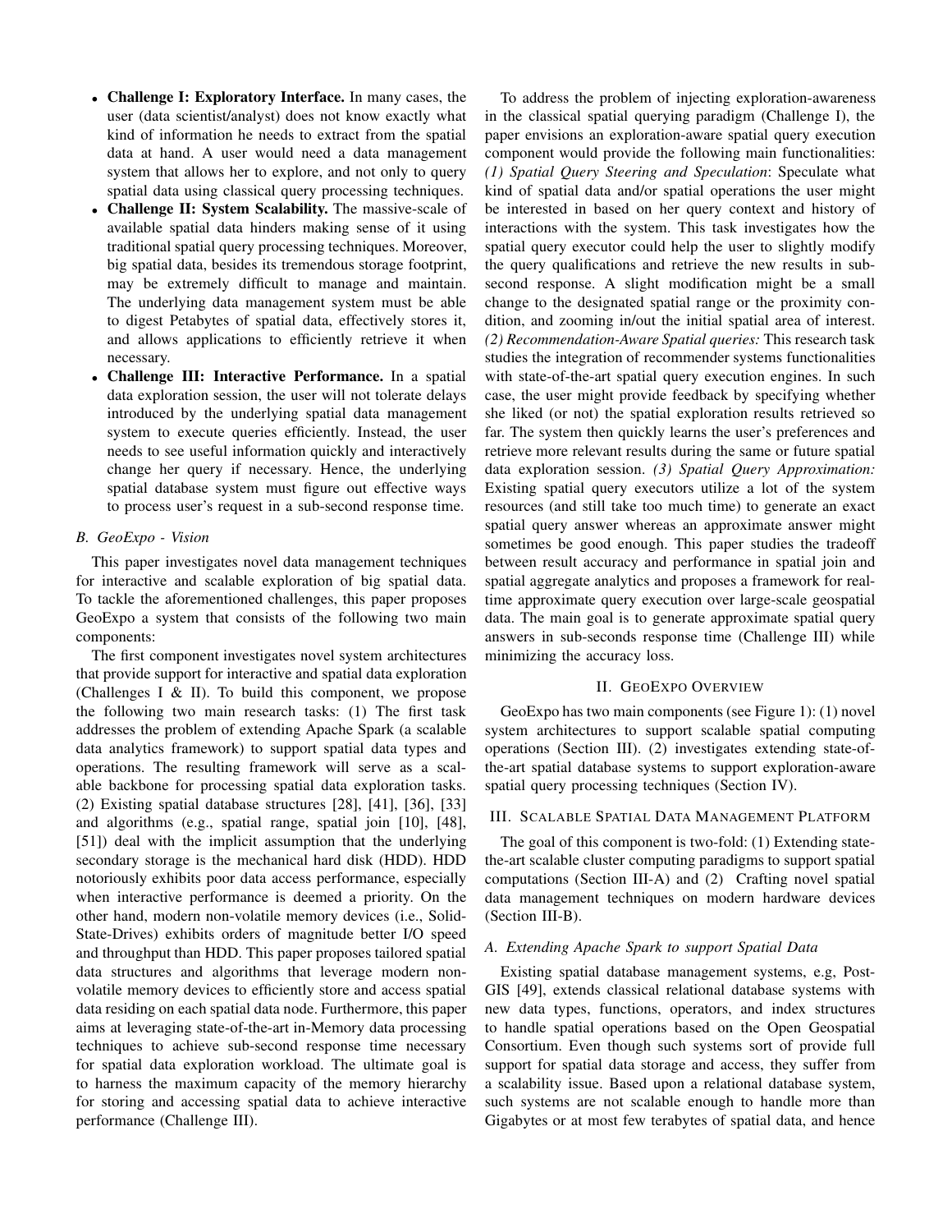- **Challenge I: Exploratory Interface.** In many cases, the user (data scientist/analyst) does not know exactly what kind of information he needs to extract from the spatial data at hand. A user would need a data management system that allows her to explore, and not only to query spatial data using classical query processing techniques.
- **Challenge II: System Scalability.** The massive-scale of available spatial data hinders making sense of it using traditional spatial query processing techniques. Moreover, big spatial data, besides its tremendous storage footprint, may be extremely difficult to manage and maintain. The underlying data management system must be able to digest Petabytes of spatial data, effectively stores it, and allows applications to efficiently retrieve it when necessary.
- **Challenge III: Interactive Performance.** In a spatial data exploration session, the user will not tolerate delays introduced by the underlying spatial data management system to execute queries efficiently. Instead, the user needs to see useful information quickly and interactively change her query if necessary. Hence, the underlying spatial database system must figure out effective ways to process user's request in a sub-second response time.

### B. GeoExpo - Vision

This paper investigates novel data management techniques for interactive and scalable exploration of big spatial data. To tackle the aforementioned challenges, this paper proposes GeoExpo a system that consists of the following two main components:

The first component investigates novel system architectures that provide support for interactive and spatial data exploration (Challenges I & II). To build this component, we propose the following two main research tasks: (1) The first task addresses the problem of extending Apache Spark (a scalable data analytics framework) to support spatial data types and operations. The resulting framework will serve as a scalable backbone for processing spatial data exploration tasks. (2) Existing spatial database structures [28], [41], [36], [33] and algorithms (e.g., spatial range, spatial join [10], [48], [51]) deal with the implicit assumption that the underlying secondary storage is the mechanical hard disk (HDD). HDD notoriously exhibits poor data access performance, especially when interactive performance is deemed a priority. On the other hand, modern non-volatile memory devices (i.e., Solid-State-Drives) exhibits orders of magnitude better I/O speed and throughput than HDD. This paper proposes tailored spatial data structures and algorithms that leverage modern non-volatile memory devices to efficiently store and access spatial data residing on each spatial data node. Furthermore, this paper aims at leveraging state-of-the-art in-Memory data processing techniques to achieve sub-second response time necessary for spatial data exploration workload. The ultimate goal is to harness the maximum capacity of the memory hierarchy for storing and accessing spatial data to achieve interactive performance (Challenge III).

To address the problem of injecting exploration-awareness in the classical spatial querying paradigm (Challenge I), the paper envisions an exploration-aware spatial query execution component would provide the following main functionalities: *(1) Spatial Query Steering and Speculation*: Speculate what kind of spatial data and/or spatial operations the user might be interested in based on her query context and history of interactions with the system. This task investigates how the spatial query executor could help the user to slightly modify the query qualifications and retrieve the new results in sub-second response. A slight modification might be a small change to the designated spatial range or the proximity condition, and zooming in/out the initial spatial area of interest. *(2) Recommendation-Aware Spatial queries:* This research task studies the integration of recommender systems functionalities with state-of-the-art spatial query execution engines. In such case, the user might provide feedback by specifying whether she liked (or not) the spatial exploration results retrieved so far. The system then quickly learns the user's preferences and retrieve more relevant results during the same or future spatial data exploration session. *(3) Spatial Query Approximation:* Existing spatial query executors utilize a lot of the system resources (and still take too much time) to generate an exact spatial query answer whereas an approximate answer might sometimes be good enough. This paper studies the tradeoff between result accuracy and performance in spatial join and spatial aggregate analytics and proposes a framework for real-time approximate query execution over large-scale geospatial data. The main goal is to generate approximate spatial query answers in sub-seconds response time (Challenge III) while minimizing the accuracy loss.

## II. GeoExpo Overview

GeoExpo has two main components (see Figure 1): (1) novel system architectures to support scalable spatial computing operations (Section III). (2) investigates extending state-of-the-art spatial database systems to support exploration-aware spatial query processing techniques (Section IV).

## III. Scalable Spatial Data Management Platform

The goal of this component is two-fold: (1) Extending state-the-art scalable cluster computing paradigms to support spatial computations (Section III-A) and (2) Crafting novel spatial data management techniques on modern hardware devices (Section III-B).

### A. Extending Apache Spark to support Spatial Data

Existing spatial database management systems, e.g, PostGIS [49], extends classical relational database systems with new data types, functions, operators, and index structures to handle spatial operations based on the Open Geospatial Consortium. Even though such systems sort of provide full support for spatial data storage and access, they suffer from a scalability issue. Based upon a relational database system, such systems are not scalable enough to handle more than Gigabytes or at most few terabytes of spatial data, and hence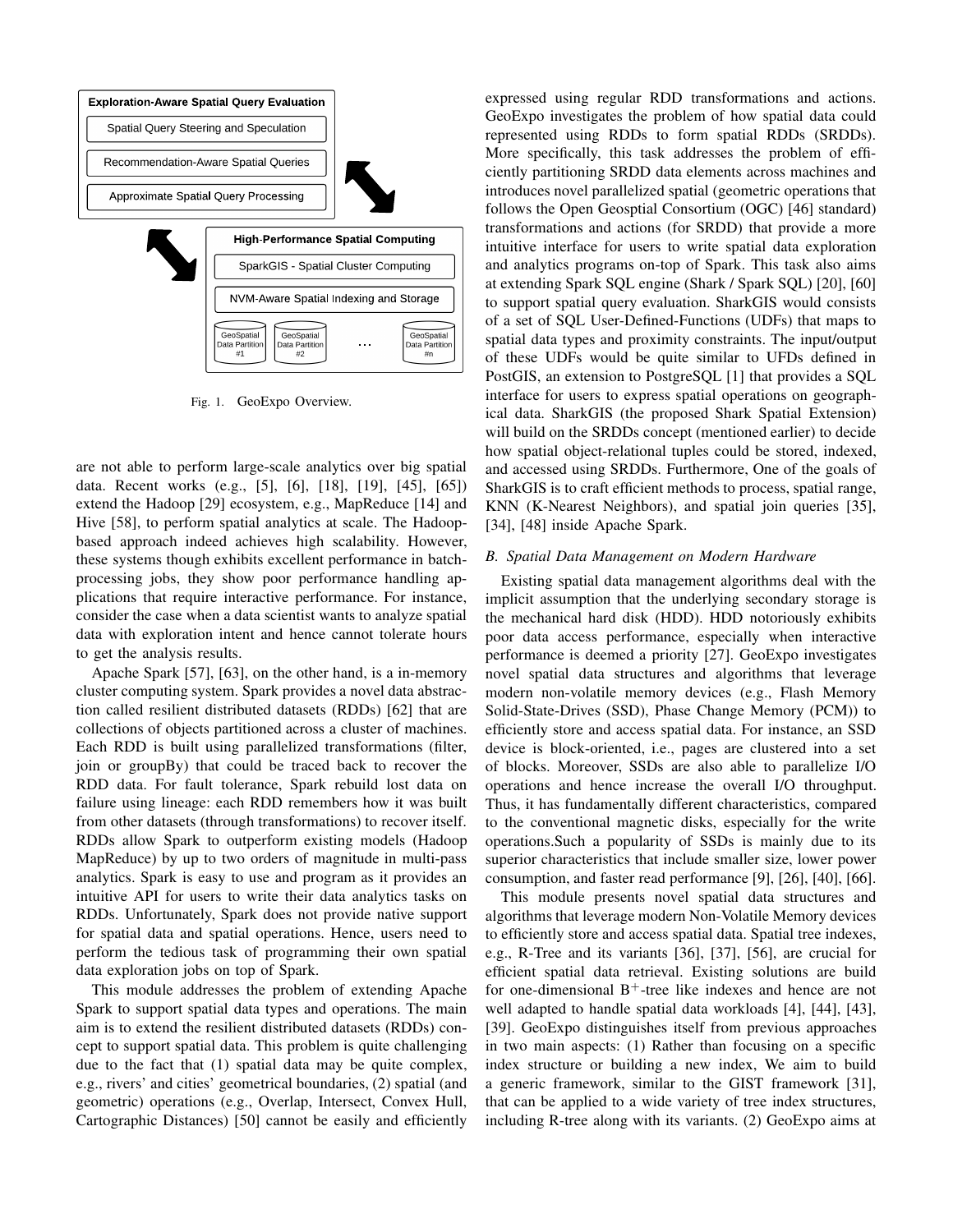Exploration-Aware Spatial Query Evaluation

Spatial Query Steering and Speculation

Recommendation-Aware Spatial Queries

Approximate Spatial Query Processing

High-Performance Spatial Computing

SparkGIS - Spatial Cluster Computing

NVM-Aware Spatial Indexing and Storage

GeoSpatial Data Partition #1

GeoSpatial Data Partition #2

...

GeoSpatial Data Partition #n

Fig. 1. GeoExpo Overview.

are not able to perform large-scale analytics over big spatial data. Recent works (e.g., [5], [6], [18], [19], [45], [65]) extend the Hadoop [29] ecosystem, e.g., MapReduce [14] and Hive [58], to perform spatial analytics at scale. The Hadoop-based approach indeed achieves high scalability. However, these systems though exhibits excellent performance in batch-processing jobs, they show poor performance handling applications that require interactive performance. For instance, consider the case when a data scientist wants to analyze spatial data with exploration intent and hence cannot tolerate hours to get the analysis results.

Apache Spark [57], [63], on the other hand, is a in-memory cluster computing system. Spark provides a novel data abstraction called resilient distributed datasets (RDDs) [62] that are collections of objects partitioned across a cluster of machines. Each RDD is built using parallelized transformations (filter, join or groupBy) that could be traced back to recover the RDD data. For fault tolerance, Spark rebuild lost data on failure using lineage: each RDD remembers how it was built from other datasets (through transformations) to recover itself. RDDs allow Spark to outperform existing models (Hadoop MapReduce) by up to two orders of magnitude in multi-pass analytics. Spark is easy to use and program as it provides an intuitive API for users to write their data analytics tasks on RDDs. Unfortunately, Spark does not provide native support for spatial data and spatial operations. Hence, users need to perform the tedious task of programming their own spatial data exploration jobs on top of Spark.

This module addresses the problem of extending Apache Spark to support spatial data types and operations. The main aim is to extend the resilient distributed datasets (RDDs) concept to support spatial data. This problem is quite challenging due to the fact that (1) spatial data may be quite complex, e.g., rivers' and cities' geometrical boundaries, (2) spatial (and geometric) operations (e.g., Overlap, Intersect, Convex Hull, Cartographic Distances) [50] cannot be easily and efficiently expressed using regular RDD transformations and actions. GeoExpo investigates the problem of how spatial data could represented using RDDs to form spatial RDDs (SRDDs). More specifically, this task addresses the problem of efficiently partitioning SRDD data elements across machines and introduces novel parallelized spatial (geometric operations that follows the Open Geosptial Consortium (OGC) [46] standard) transformations and actions (for SRDD) that provide a more intuitive interface for users to write spatial data exploration and analytics programs on-top of Spark. This task also aims at extending Spark SQL engine (Shark / Spark SQL) [20], [60] to support spatial query evaluation. SharkGIS would consists of a set of SQL User-Defined-Functions (UDFs) that maps to spatial data types and proximity constraints. The input/output of these UDFs would be quite similar to UFDs defined in PostGIS, an extension to PostgreSQL [1] that provides a SQL interface for users to express spatial operations on geographical data. SharkGIS (the proposed Shark Spatial Extension) will build on the SRDDs concept (mentioned earlier) to decide how spatial object-relational tuples could be stored, indexed, and accessed using SRDDs. Furthermore, One of the goals of SharkGIS is to craft efficient methods to process, spatial range, KNN (K-Nearest Neighbors), and spatial join queries [35], [34], [48] inside Apache Spark.

### *B. Spatial Data Management on Modern Hardware*

Existing spatial data management algorithms deal with the implicit assumption that the underlying secondary storage is the mechanical hard disk (HDD). HDD notoriously exhibits poor data access performance, especially when interactive performance is deemed a priority [27]. GeoExpo investigates novel spatial data structures and algorithms that leverage modern non-volatile memory devices (e.g., Flash Memory Solid-State-Drives (SSD), Phase Change Memory (PCM)) to efficiently store and access spatial data. For instance, an SSD device is block-oriented, i.e., pages are clustered into a set of blocks. Moreover, SSDs are also able to parallelize I/O operations and hence increase the overall I/O throughput. Thus, it has fundamentally different characteristics, compared to the conventional magnetic disks, especially for the write operations.Such a popularity of SSDs is mainly due to its superior characteristics that include smaller size, lower power consumption, and faster read performance [9], [26], [40], [66].

This module presents novel spatial data structures and algorithms that leverage modern Non-Volatile Memory devices to efficiently store and access spatial data. Spatial tree indexes, e.g., R-Tree and its variants [36], [37], [56], are crucial for efficient spatial data retrieval. Existing solutions are build for one-dimensional B$^{+}$-tree like indexes and hence are not well adapted to handle spatial data workloads [4], [44], [43], [39]. GeoExpo distinguishes itself from previous approaches in two main aspects: (1) Rather than focusing on a specific index structure or building a new index, We aim to build a generic framework, similar to the GIST framework [31], that can be applied to a wide variety of tree index structures, including R-tree along with its variants. (2) GeoExpo aims at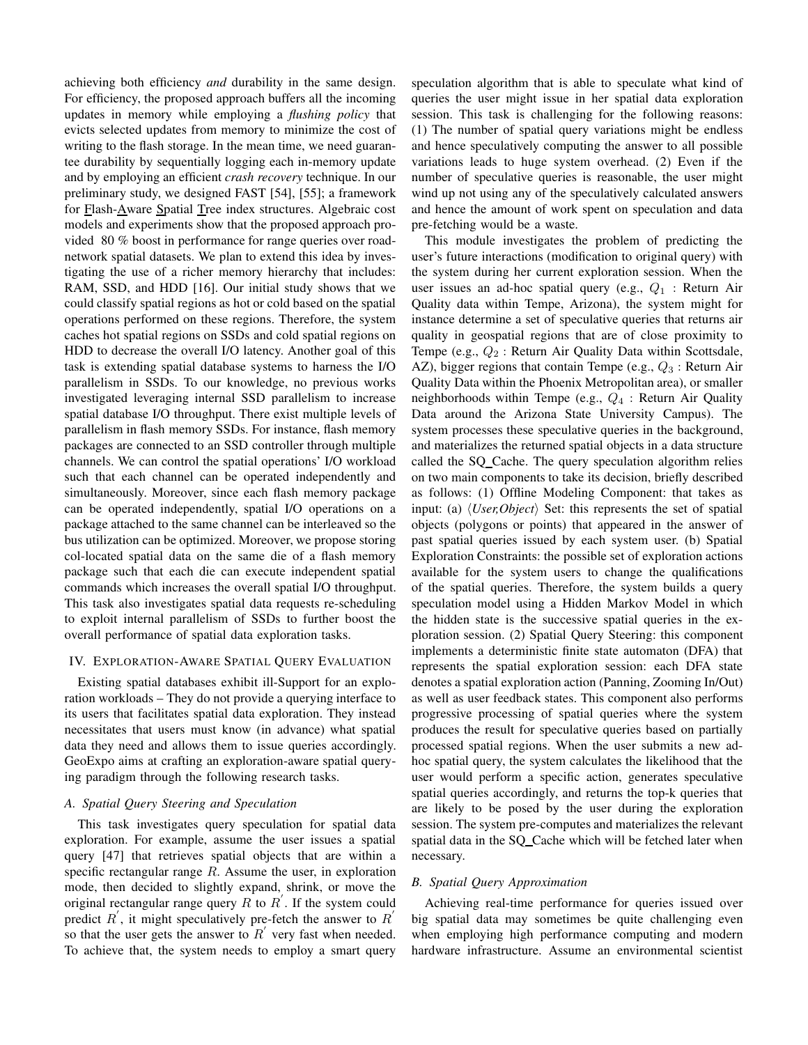achieving both efficiency *and* durability in the same design. For efficiency, the proposed approach buffers all the incoming updates in memory while employing a *flushing policy* that evicts selected updates from memory to minimize the cost of writing to the flash storage. In the mean time, we need guarantee durability by sequentially logging each in-memory update and by employing an efficient *crash recovery* technique. In our preliminary study, we designed FAST [54], [55]; a framework for Flash-Aware Spatial Tree index structures. Algebraic cost models and experiments show that the proposed approach provided 80 % boost in performance for range queries over road-network spatial datasets. We plan to extend this idea by investigating the use of a richer memory hierarchy that includes: RAM, SSD, and HDD [16]. Our initial study shows that we could classify spatial regions as hot or cold based on the spatial operations performed on these regions. Therefore, the system caches hot spatial regions on SSDs and cold spatial regions on HDD to decrease the overall I/O latency. Another goal of this task is extending spatial database systems to harness the I/O parallelism in SSDs. To our knowledge, no previous works investigated leveraging internal SSD parallelism to increase spatial database I/O throughput. There exist multiple levels of parallelism in flash memory SSDs. For instance, flash memory packages are connected to an SSD controller through multiple channels. We can control the spatial operations' I/O workload such that each channel can be operated independently and simultaneously. Moreover, since each flash memory package can be operated independently, spatial I/O operations on a package attached to the same channel can be interleaved so the bus utilization can be optimized. Moreover, we propose storing col-located spatial data on the same die of a flash memory package such that each die can execute independent spatial commands which increases the overall spatial I/O throughput. This task also investigates spatial data requests re-scheduling to exploit internal parallelism of SSDs to further boost the overall performance of spatial data exploration tasks.

## IV. Exploration-Aware Spatial Query Evaluation

Existing spatial databases exhibit ill-Support for an exploration workloads – They do not provide a querying interface to its users that facilitates spatial data exploration. They instead necessitates that users must know (in advance) what spatial data they need and allows them to issue queries accordingly. GeoExpo aims at crafting an exploration-aware spatial querying paradigm through the following research tasks.

### A. Spatial Query Steering and Speculation

This task investigates query speculation for spatial data exploration. For example, assume the user issues a spatial query [47] that retrieves spatial objects that are within a specific rectangular range $R$. Assume the user, in exploration mode, then decided to slightly expand, shrink, or move the original rectangular range query $R$ to $R^{'}$. If the system could predict $R^{'}$, it might speculatively pre-fetch the answer to $R^{'}$ so that the user gets the answer to $R^{'}$ very fast when needed. To achieve that, the system needs to employ a smart query speculation algorithm that is able to speculate what kind of queries the user might issue in her spatial data exploration session. This task is challenging for the following reasons: (1) The number of spatial query variations might be endless and hence speculatively computing the answer to all possible variations leads to huge system overhead. (2) Even if the number of speculative queries is reasonable, the user might wind up not using any of the speculatively calculated answers and hence the amount of work spent on speculation and data pre-fetching would be a waste.

This module investigates the problem of predicting the user's future interactions (modification to original query) with the system during her current exploration session. When the user issues an ad-hoc spatial query (e.g., $Q_1$ : Return Air Quality data within Tempe, Arizona), the system might for instance determine a set of speculative queries that returns air quality in geospatial regions that are of close proximity to Tempe (e.g., $Q_2$ : Return Air Quality Data within Scottsdale, AZ), bigger regions that contain Tempe (e.g., $Q_3$ : Return Air Quality Data within the Phoenix Metropolitan area), or smaller neighborhoods within Tempe (e.g., $Q_4$ : Return Air Quality Data around the Arizona State University Campus). The system processes these speculative queries in the background, and materializes the returned spatial objects in a data structure called the SQ_Cache. The query speculation algorithm relies on two main components to take its decision, briefly described as follows: (1) Offline Modeling Component: that takes as input: (a) ⟨*User,Object*⟩ Set: this represents the set of spatial objects (polygons or points) that appeared in the answer of past spatial queries issued by each system user. (b) Spatial Exploration Constraints: the possible set of exploration actions available for the system users to change the qualifications of the spatial queries. Therefore, the system builds a query speculation model using a Hidden Markov Model in which the hidden state is the successive spatial queries in the exploration session. (2) Spatial Query Steering: this component implements a deterministic finite state automaton (DFA) that represents the spatial exploration session: each DFA state denotes a spatial exploration action (Panning, Zooming In/Out) as well as user feedback states. This component also performs progressive processing of spatial queries where the system produces the result for speculative queries based on partially processed spatial regions. When the user submits a new ad-hoc spatial query, the system calculates the likelihood that the user would perform a specific action, generates speculative spatial queries accordingly, and returns the top-k queries that are likely to be posed by the user during the exploration session. The system pre-computes and materializes the relevant spatial data in the SQ_Cache which will be fetched later when necessary.

### B. Spatial Query Approximation

Achieving real-time performance for queries issued over big spatial data may sometimes be quite challenging even when employing high performance computing and modern hardware infrastructure. Assume an environmental scientist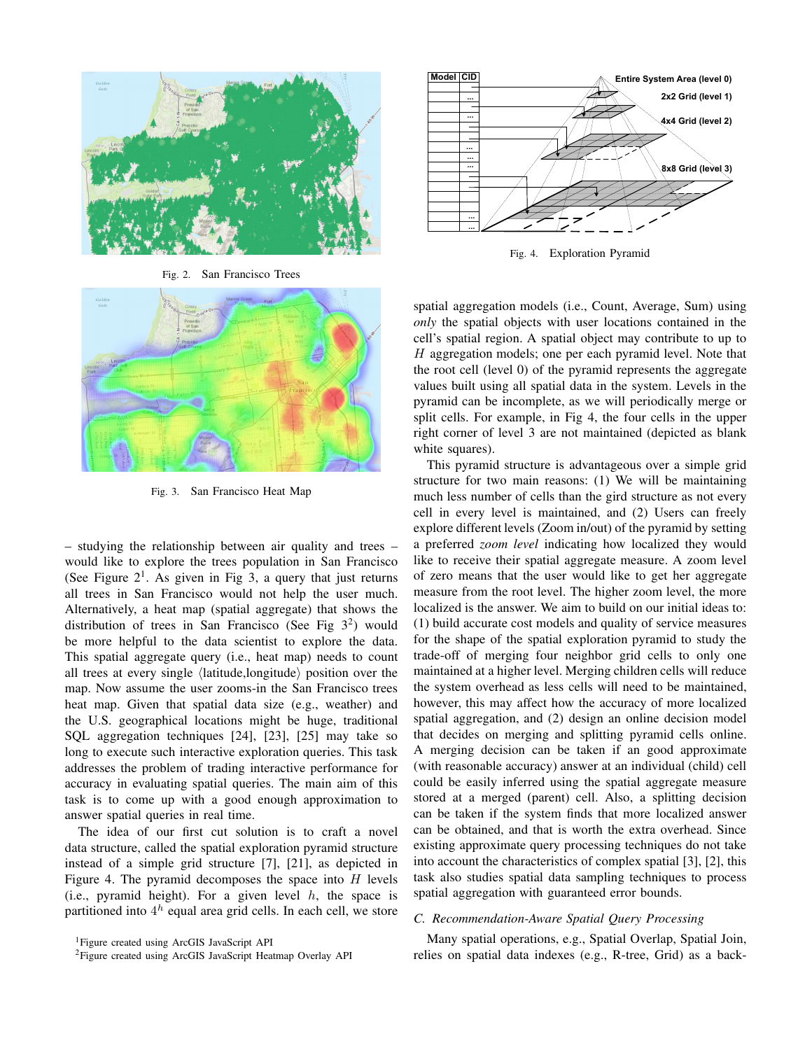Fig. 2. San Francisco Trees

Fig. 3. San Francisco Heat Map

– studying the relationship between air quality and trees – would like to explore the trees population in San Francisco (See Figure 2[1]. As given in Fig 3, a query that just returns all trees in San Francisco would not help the user much. Alternatively, a heat map (spatial aggregate) that shows the distribution of trees in San Francisco (See Fig 3[2]) would be more helpful to the data scientist to explore the data. This spatial aggregate query (i.e., heat map) needs to count all trees at every single ⟨latitude,longitude⟩ position over the map. Now assume the user zooms-in the San Francisco trees heat map. Given that spatial data size (e.g., weather) and the U.S. geographical locations might be huge, traditional SQL aggregation techniques [24], [23], [25] may take so long to execute such interactive exploration queries. This task addresses the problem of trading interactive performance for accuracy in evaluating spatial queries. The main aim of this task is to come up with a good enough approximation to answer spatial queries in real time.

The idea of our first cut solution is to craft a novel data structure, called the spatial exploration pyramid structure instead of a simple grid structure [7], [21], as depicted in Figure 4. The pyramid decomposes the space into $H$ levels (i.e., pyramid height). For a given level $h$, the space is partitioned into $4^h$ equal area grid cells. In each cell, we store

[1]Figure created using ArcGIS JavaScript API

[2]Figure created using ArcGIS JavaScript Heatmap Overlay API

Fig. 4. Exploration Pyramid

spatial aggregation models (i.e., Count, Average, Sum) using *only* the spatial objects with user locations contained in the cell's spatial region. A spatial object may contribute to up to $H$ aggregation models; one per each pyramid level. Note that the root cell (level 0) of the pyramid represents the aggregate values built using all spatial data in the system. Levels in the pyramid can be incomplete, as we will periodically merge or split cells. For example, in Fig 4, the four cells in the upper right corner of level 3 are not maintained (depicted as blank white squares).

This pyramid structure is advantageous over a simple grid structure for two main reasons: (1) We will be maintaining much less number of cells than the gird structure as not every cell in every level is maintained, and (2) Users can freely explore different levels (Zoom in/out) of the pyramid by setting a preferred *zoom level* indicating how localized they would like to receive their spatial aggregate measure. A zoom level of zero means that the user would like to get her aggregate measure from the root level. The higher zoom level, the more localized is the answer. We aim to build on our initial ideas to: (1) build accurate cost models and quality of service measures for the shape of the spatial exploration pyramid to study the trade-off of merging four neighbor grid cells to only one maintained at a higher level. Merging children cells will reduce the system overhead as less cells will need to be maintained, however, this may affect how the accuracy of more localized spatial aggregation, and (2) design an online decision model that decides on merging and splitting pyramid cells online. A merging decision can be taken if an good approximate (with reasonable accuracy) answer at an individual (child) cell could be easily inferred using the spatial aggregate measure stored at a merged (parent) cell. Also, a splitting decision can be taken if the system finds that more localized answer can be obtained, and that is worth the extra overhead. Since existing approximate query processing techniques do not take into account the characteristics of complex spatial [3], [2], this task also studies spatial data sampling techniques to process spatial aggregation with guaranteed error bounds.

### C. Recommendation-Aware Spatial Query Processing

Many spatial operations, e.g., Spatial Overlap, Spatial Join, relies on spatial data indexes (e.g., R-tree, Grid) as a back-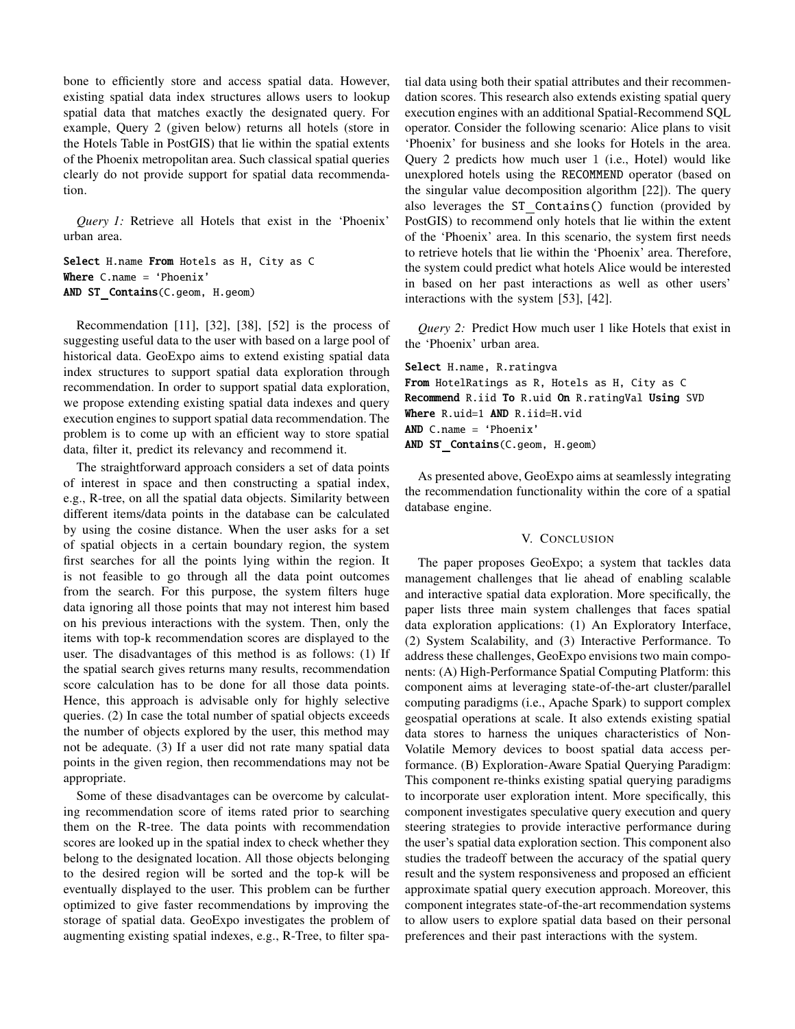bone to efficiently store and access spatial data. However, existing spatial data index structures allows users to lookup spatial data that matches exactly the designated query. For example, Query 2 (given below) returns all hotels (store in the Hotels Table in PostGIS) that lie within the spatial extents of the Phoenix metropolitan area. Such classical spatial queries clearly do not provide support for spatial data recommendation.

*Query 1:* Retrieve all Hotels that exist in the 'Phoenix' urban area.

```
Select H.name From Hotels as H, City as C
Where C.name = 'Phoenix'
AND ST_Contains(C.geom, H.geom)
```

Recommendation [11], [32], [38], [52] is the process of suggesting useful data to the user with based on a large pool of historical data. GeoExpo aims to extend existing spatial data index structures to support spatial data exploration through recommendation. In order to support spatial data exploration, we propose extending existing spatial data indexes and query execution engines to support spatial data recommendation. The problem is to come up with an efficient way to store spatial data, filter it, predict its relevancy and recommend it.

The straightforward approach considers a set of data points of interest in space and then constructing a spatial index, e.g., R-tree, on all the spatial data objects. Similarity between different items/data points in the database can be calculated by using the cosine distance. When the user asks for a set of spatial objects in a certain boundary region, the system first searches for all the points lying within the region. It is not feasible to go through all the data point outcomes from the search. For this purpose, the system filters huge data ignoring all those points that may not interest him based on his previous interactions with the system. Then, only the items with top-k recommendation scores are displayed to the user. The disadvantages of this method is as follows: (1) If the spatial search gives returns many results, recommendation score calculation has to be done for all those data points. Hence, this approach is advisable only for highly selective queries. (2) In case the total number of spatial objects exceeds the number of objects explored by the user, this method may not be adequate. (3) If a user did not rate many spatial data points in the given region, then recommendations may not be appropriate.

Some of these disadvantages can be overcome by calculating recommendation score of items rated prior to searching them on the R-tree. The data points with recommendation scores are looked up in the spatial index to check whether they belong to the designated location. All those objects belonging to the desired region will be sorted and the top-k will be eventually displayed to the user. This problem can be further optimized to give faster recommendations by improving the storage of spatial data. GeoExpo investigates the problem of augmenting existing spatial indexes, e.g., R-Tree, to filter spatial data using both their spatial attributes and their recommendation scores. This research also extends existing spatial query execution engines with an additional Spatial-Recommend SQL operator. Consider the following scenario: Alice plans to visit 'Phoenix' for business and she looks for Hotels in the area. Query 2 predicts how much user 1 (i.e., Hotel) would like unexplored hotels using the RECOMMEND operator (based on the singular value decomposition algorithm [22]). The query also leverages the ST_Contains() function (provided by PostGIS) to recommend only hotels that lie within the extent of the 'Phoenix' area. In this scenario, the system first needs to retrieve hotels that lie within the 'Phoenix' area. Therefore, the system could predict what hotels Alice would be interested in based on her past interactions as well as other users' interactions with the system [53], [42].

*Query 2:* Predict How much user 1 like Hotels that exist in the 'Phoenix' urban area.

```
Select H.name, R.ratingva
From HotelRatings as R, Hotels as H, City as C
Recommend R.iid To R.uid On R.ratingVal Using SVD
Where R.uid=1 AND R.iid=H.vid
AND C.name = 'Phoenix'
AND ST_Contains(C.geom, H.geom)
```

As presented above, GeoExpo aims at seamlessly integrating the recommendation functionality within the core of a spatial database engine.

## V. Conclusion

The paper proposes GeoExpo; a system that tackles data management challenges that lie ahead of enabling scalable and interactive spatial data exploration. More specifically, the paper lists three main system challenges that faces spatial data exploration applications: (1) An Exploratory Interface, (2) System Scalability, and (3) Interactive Performance. To address these challenges, GeoExpo envisions two main components: (A) High-Performance Spatial Computing Platform: this component aims at leveraging state-of-the-art cluster/parallel computing paradigms (i.e., Apache Spark) to support complex geospatial operations at scale. It also extends existing spatial data stores to harness the uniques characteristics of Non-Volatile Memory devices to boost spatial data access performance. (B) Exploration-Aware Spatial Querying Paradigm: This component re-thinks existing spatial querying paradigms to incorporate user exploration intent. More specifically, this component investigates speculative query execution and query steering strategies to provide interactive performance during the user's spatial data exploration section. This component also studies the tradeoff between the accuracy of the spatial query result and the system responsiveness and proposed an efficient approximate spatial query execution approach. Moreover, this component integrates state-of-the-art recommendation systems to allow users to explore spatial data based on their personal preferences and their past interactions with the system.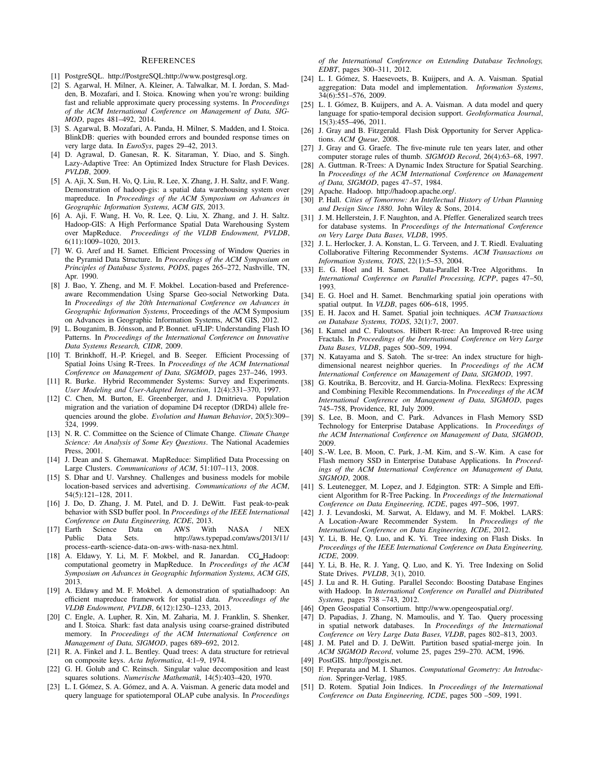# References

[1] PostgreSQL. http://PostgreSQL:http://www.postgresql.org.

[2] S. Agarwal, H. Milner, A. Kleiner, A. Talwalkar, M. I. Jordan, S. Madden, B. Mozafari, and I. Stoica. Knowing when you're wrong: building fast and reliable approximate query processing systems. In *Proceedings of the ACM International Conference on Management of Data, SIGMOD*, pages 481–492, 2014.

[3] S. Agarwal, B. Mozafari, A. Panda, H. Milner, S. Madden, and I. Stoica. BlinkDB: queries with bounded errors and bounded response times on very large data. In *EuroSys*, pages 29–42, 2013.

[4] D. Agrawal, D. Ganesan, R. K. Sitaraman, Y. Diao, and S. Singh. Lazy-Adaptive Tree: An Optimized Index Structure for Flash Devices. *PVLDB*, 2009.

[5] A. Aji, X. Sun, H. Vo, Q. Liu, R. Lee, X. Zhang, J. H. Saltz, and F. Wang. Demonstration of hadoop-gis: a spatial data warehousing system over mapreduce. In *Proceedings of the ACM Symposium on Advances in Geographic Information Systems, ACM GIS*, 2013.

[6] A. Aji, F. Wang, H. Vo, R. Lee, Q. Liu, X. Zhang, and J. H. Saltz. Hadoop-GIS: A High Performance Spatial Data Warehousing System over MapReduce. *Proceedings of the VLDB Endowment, PVLDB*, 6(11):1009–1020, 2013.

[7] W. G. Aref and H. Samet. Efficient Processing of Window Queries in the Pyramid Data Structure. In *Proceedings of the ACM Symposium on Principles of Database Systems, PODS*, pages 265–272, Nashville, TN, Apr. 1990.

[8] J. Bao, Y. Zheng, and M. F. Mokbel. Location-based and Preference-aware Recommendation Using Sparse Geo-social Networking Data. In *Proceedings of the 20th International Conference on Advances in Geographic Information Systems*, Proceedings of the ACM Symposium on Advances in Geographic Information Systems, ACM GIS, 2012.

[9] L. Bouganim, B. Jónsson, and P. Bonnet. uFLIP: Understanding Flash IO Patterns. In *Proceedings of the International Conference on Innovative Data Systems Research, CIDR*, 2009.

[10] T. Brinkhoff, H.-P. Kriegel, and B. Seeger. Efficient Processing of Spatial Joins Using R-Trees. In *Proceedings of the ACM International Conference on Management of Data, SIGMOD*, pages 237–246, 1993.

[11] R. Burke. Hybrid Recommender Systems: Survey and Experiments. *User Modeling and User-Adapted Interaction*, 12(4):331–370, 1997.

[12] C. Chen, M. Burton, E. Greenberger, and J. Dmitrieva. Population migration and the variation of dopamine D4 receptor (DRD4) allele frequencies around the globe. *Evolution and Human Behavior*, 20(5):309–324, 1999.

[13] N. R. C. Committee on the Science of Climate Change. *Climate Change Science: An Analysis of Some Key Questions*. The National Academies Press, 2001.

[14] J. Dean and S. Ghemawat. MapReduce: Simplified Data Processing on Large Clusters. *Communications of ACM*, 51:107–113, 2008.

[15] S. Dhar and U. Varshney. Challenges and business models for mobile location-based services and advertising. *Communications of the ACM*, 54(5):121–128, 2011.

[16] J. Do, D. Zhang, J. M. Patel, and D. J. DeWitt. Fast peak-to-peak behavior with SSD buffer pool. In *Proceedings of the IEEE International Conference on Data Engineering, ICDE*, 2013.

[17] Earth Science Data on AWS With NASA / NEX Public Data Sets. http://aws.typepad.com/aws/2013/11/process-earth-science-data-on-aws-with-nasa-nex.html.

[18] A. Eldawy, Y. Li, M. F. Mokbel, and R. Janardan. CG_Hadoop: computational geometry in MapReduce. In *Proceedings of the ACM Symposium on Advances in Geographic Information Systems, ACM GIS*, 2013.

[19] A. Eldawy and M. F. Mokbel. A demonstration of spatialhadoop: An efficient mapreduce framework for spatial data. *Proceedings of the VLDB Endowment, PVLDB*, 6(12):1230–1233, 2013.

[20] C. Engle, A. Lupher, R. Xin, M. Zaharia, M. J. Franklin, S. Shenker, and I. Stoica. Shark: fast data analysis using coarse-grained distributed memory. In *Proceedings of the ACM International Conference on Management of Data, SIGMOD*, pages 689–692, 2012.

[21] R. A. Finkel and J. L. Bentley. Quad trees: A data structure for retrieval on composite keys. *Acta Informatica*, 4:1–9, 1974.

[22] G. H. Golub and C. Reinsch. Singular value decomposition and least squares solutions. *Numerische Mathematik*, 14(5):403–420, 1970.

[23] L. I. Gómez, S. A. Gómez, and A. A. Vaisman. A generic data model and query language for spatiotemporal OLAP cube analysis. In *Proceedings of the International Conference on Extending Database Technology, EDBT*, pages 300–311, 2012.

[24] L. I. Gómez, S. Haesevoets, B. Kuijpers, and A. A. Vaisman. Spatial aggregation: Data model and implementation. *Information Systems*, 34(6):551–576, 2009.

[25] L. I. Gómez, B. Kuijpers, and A. A. Vaisman. A data model and query language for spatio-temporal decision support. *GeoInformatica Journal*, 15(3):455–496, 2011.

[26] J. Gray and B. Fitzgerald. Flash Disk Opportunity for Server Applications. *ACM Queue*, 2008.

[27] J. Gray and G. Graefe. The five-minute rule ten years later, and other computer storage rules of thumb. *SIGMOD Record*, 26(4):63–68, 1997.

[28] A. Guttman. R-Trees: A Dynamic Index Structure for Spatial Searching. In *Proceedings of the ACM International Conference on Management of Data, SIGMOD*, pages 47–57, 1984.

[29] Apache. Hadoop. http://hadoop.apache.org/.

[30] P. Hall. *Cities of Tomorrow: An Intellectual History of Urban Planning and Design Since 1880*. John Wiley & Sons, 2014.

[31] J. M. Hellerstein, J. F. Naughton, and A. Pfeffer. Generalized search trees for database systems. In *Proceedings of the International Conference on Very Large Data Bases, VLDB*, 1995.

[32] J. L. Herlocker, J. A. Konstan, L. G. Terveen, and J. T. Riedl. Evaluating Collaborative Filtering Recommender Systems. *ACM Transactions on Information Systems, TOIS*, 22(1):5–53, 2004.

[33] E. G. Hoel and H. Samet. Data-Parallel R-Tree Algorithms. In *International Conference on Parallel Processing, ICPP*, pages 47–50, 1993.

[34] E. G. Hoel and H. Samet. Benchmarking spatial join operations with spatial output. In *VLDB*, pages 606–618, 1995.

[35] E. H. Jacox and H. Samet. Spatial join techniques. *ACM Transactions on Database Systems, TODS*, 32(1):7, 2007.

[36] I. Kamel and C. Faloutsos. Hilbert R-tree: An Improved R-tree using Fractals. In *Proceedings of the International Conference on Very Large Data Bases, VLDB*, pages 500–509, 1994.

[37] N. Katayama and S. Satoh. The sr-tree: An index structure for high-dimensional nearest neighbor queries. In *Proceedings of the ACM International Conference on Management of Data, SIGMOD*, 1997.

[38] G. Koutrika, B. Bercovitz, and H. Garcia-Molina. FlexRecs: Expressing and Combining Flexible Recommendations. In *Proceedings of the ACM International Conference on Management of Data, SIGMOD*, pages 745–758, Providence, RI, July 2009.

[39] S. Lee, B. Moon, and C. Park. Advances in Flash Memory SSD Technology for Enterprise Database Applications. In *Proceedings of the ACM International Conference on Management of Data, SIGMOD*, 2009.

[40] S.-W. Lee, B. Moon, C. Park, J.-M. Kim, and S.-W. Kim. A case for Flash memory SSD in Enterprise Database Applications. In *Proceedings of the ACM International Conference on Management of Data, SIGMOD*, 2008.

[41] S. Leutenegger, M. Lopez, and J. Edgington. STR: A Simple and Efficient Algorithm for R-Tree Packing. In *Proceedings of the International Conference on Data Engineering, ICDE*, pages 497–506, 1997.

[42] J. J. Levandoski, M. Sarwat, A. Eldawy, and M. F. Mokbel. LARS: A Location-Aware Recommender System. In *Proceedings of the International Conference on Data Engineering, ICDE*, 2012.

[43] Y. Li, B. He, Q. Luo, and K. Yi. Tree indexing on Flash Disks. In *Proceedings of the IEEE International Conference on Data Engineering, ICDE*, 2009.

[44] Y. Li, B. He, R. J. Yang, Q. Luo, and K. Yi. Tree Indexing on Solid State Drives. *PVLDB*, 3(1), 2010.

[45] J. Lu and R. H. Guting. Parallel Secondo: Boosting Database Engines with Hadoop. In *International Conference on Parallel and Distributed Systems*, pages 738 –743, 2012.

[46] Open Geospatial Consortium. http://www.opengeospatial.org/.

[47] D. Papadias, J. Zhang, N. Mamoulis, and Y. Tao. Query processing in spatial network databases. In *Proceedings of the International Conference on Very Large Data Bases, VLDB*, pages 802–813, 2003.

[48] J. M. Patel and D. J. DeWitt. Partition based spatial-merge join. In *ACM SIGMOD Record*, volume 25, pages 259–270. ACM, 1996.

[49] PostGIS. http://postgis.net.

[50] F. Preparata and M. I. Shamos. *Computational Geometry: An Introduction*. Springer-Verlag, 1985.

[51] D. Rotem. Spatial Join Indices. In *Proceedings of the International Conference on Data Engineering, ICDE*, pages 500 –509, 1991.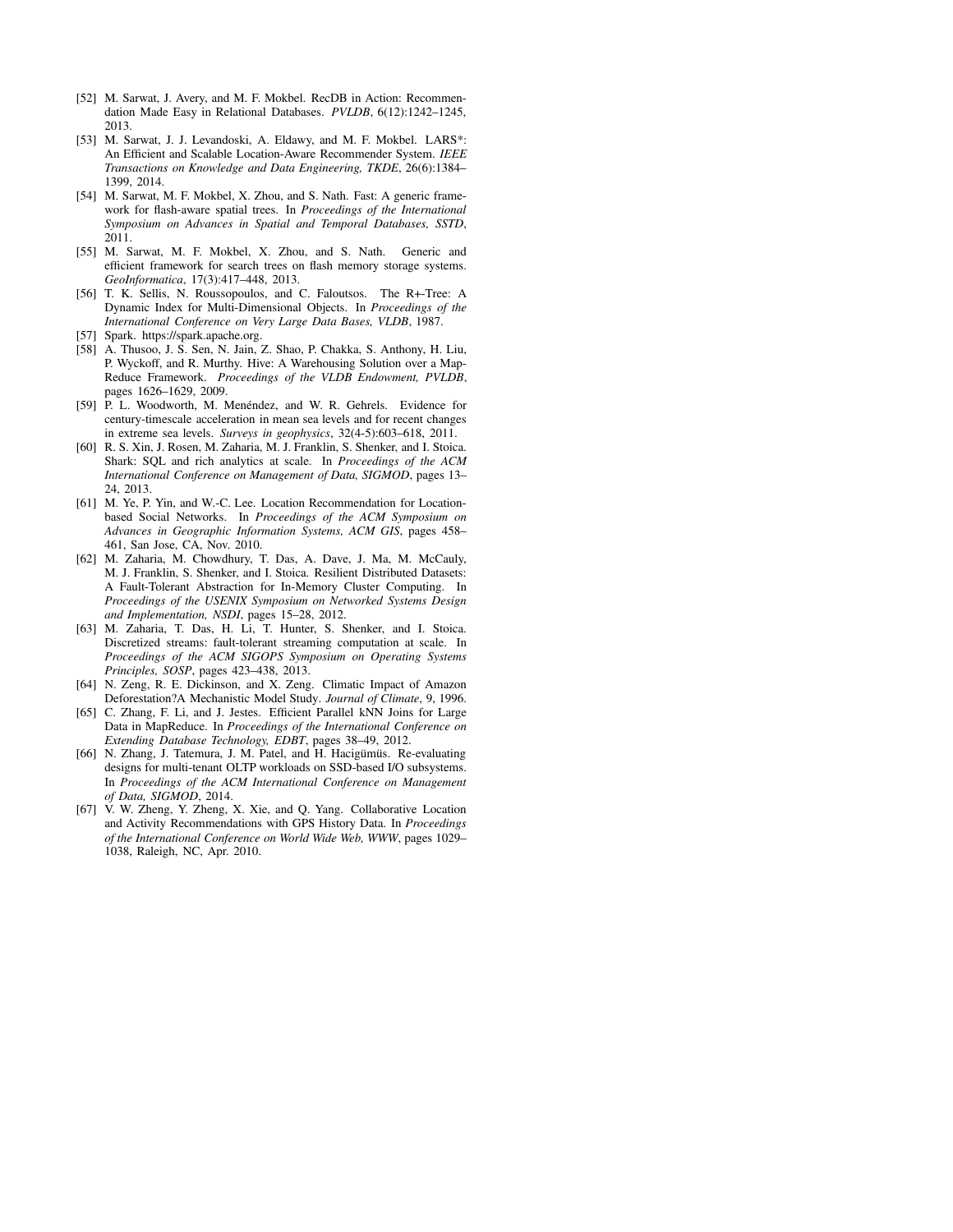[52] M. Sarwat, J. Avery, and M. F. Mokbel. RecDB in Action: Recommendation Made Easy in Relational Databases. *PVLDB*, 6(12):1242–1245, 2013.

[53] M. Sarwat, J. J. Levandoski, A. Eldawy, and M. F. Mokbel. LARS*: An Efficient and Scalable Location-Aware Recommender System. *IEEE Transactions on Knowledge and Data Engineering, TKDE*, 26(6):1384–1399, 2014.

[54] M. Sarwat, M. F. Mokbel, X. Zhou, and S. Nath. Fast: A generic framework for flash-aware spatial trees. In *Proceedings of the International Symposium on Advances in Spatial and Temporal Databases, SSTD*, 2011.

[55] M. Sarwat, M. F. Mokbel, X. Zhou, and S. Nath. Generic and efficient framework for search trees on flash memory storage systems. *GeoInformatica*, 17(3):417–448, 2013.

[56] T. K. Sellis, N. Roussopoulos, and C. Faloutsos. The R+-Tree: A Dynamic Index for Multi-Dimensional Objects. In *Proceedings of the International Conference on Very Large Data Bases, VLDB*, 1987.

[57] Spark. https://spark.apache.org.

[58] A. Thusoo, J. S. Sen, N. Jain, Z. Shao, P. Chakka, S. Anthony, H. Liu, P. Wyckoff, and R. Murthy. Hive: A Warehousing Solution over a Map-Reduce Framework. *Proceedings of the VLDB Endowment, PVLDB*, pages 1626–1629, 2009.

[59] P. L. Woodworth, M. Menéndez, and W. R. Gehrels. Evidence for century-timescale acceleration in mean sea levels and for recent changes in extreme sea levels. *Surveys in geophysics*, 32(4-5):603–618, 2011.

[60] R. S. Xin, J. Rosen, M. Zaharia, M. J. Franklin, S. Shenker, and I. Stoica. Shark: SQL and rich analytics at scale. In *Proceedings of the ACM International Conference on Management of Data, SIGMOD*, pages 13–24, 2013.

[61] M. Ye, P. Yin, and W.-C. Lee. Location Recommendation for Location-based Social Networks. In *Proceedings of the ACM Symposium on Advances in Geographic Information Systems, ACM GIS*, pages 458–461, San Jose, CA, Nov. 2010.

[62] M. Zaharia, M. Chowdhury, T. Das, A. Dave, J. Ma, M. McCauly, M. J. Franklin, S. Shenker, and I. Stoica. Resilient Distributed Datasets: A Fault-Tolerant Abstraction for In-Memory Cluster Computing. In *Proceedings of the USENIX Symposium on Networked Systems Design and Implementation, NSDI*, pages 15–28, 2012.

[63] M. Zaharia, T. Das, H. Li, T. Hunter, S. Shenker, and I. Stoica. Discretized streams: fault-tolerant streaming computation at scale. In *Proceedings of the ACM SIGOPS Symposium on Operating Systems Principles, SOSP*, pages 423–438, 2013.

[64] N. Zeng, R. E. Dickinson, and X. Zeng. Climatic Impact of Amazon Deforestation?A Mechanistic Model Study. *Journal of Climate*, 9, 1996.

[65] C. Zhang, F. Li, and J. Jestes. Efficient Parallel kNN Joins for Large Data in MapReduce. In *Proceedings of the International Conference on Extending Database Technology, EDBT*, pages 38–49, 2012.

[66] N. Zhang, J. Tatemura, J. M. Patel, and H. Hacigümüs. Re-evaluating designs for multi-tenant OLTP workloads on SSD-based I/O subsystems. In *Proceedings of the ACM International Conference on Management of Data, SIGMOD*, 2014.

[67] V. W. Zheng, Y. Zheng, X. Xie, and Q. Yang. Collaborative Location and Activity Recommendations with GPS History Data. In *Proceedings of the International Conference on World Wide Web, WWW*, pages 1029–1038, Raleigh, NC, Apr. 2010.